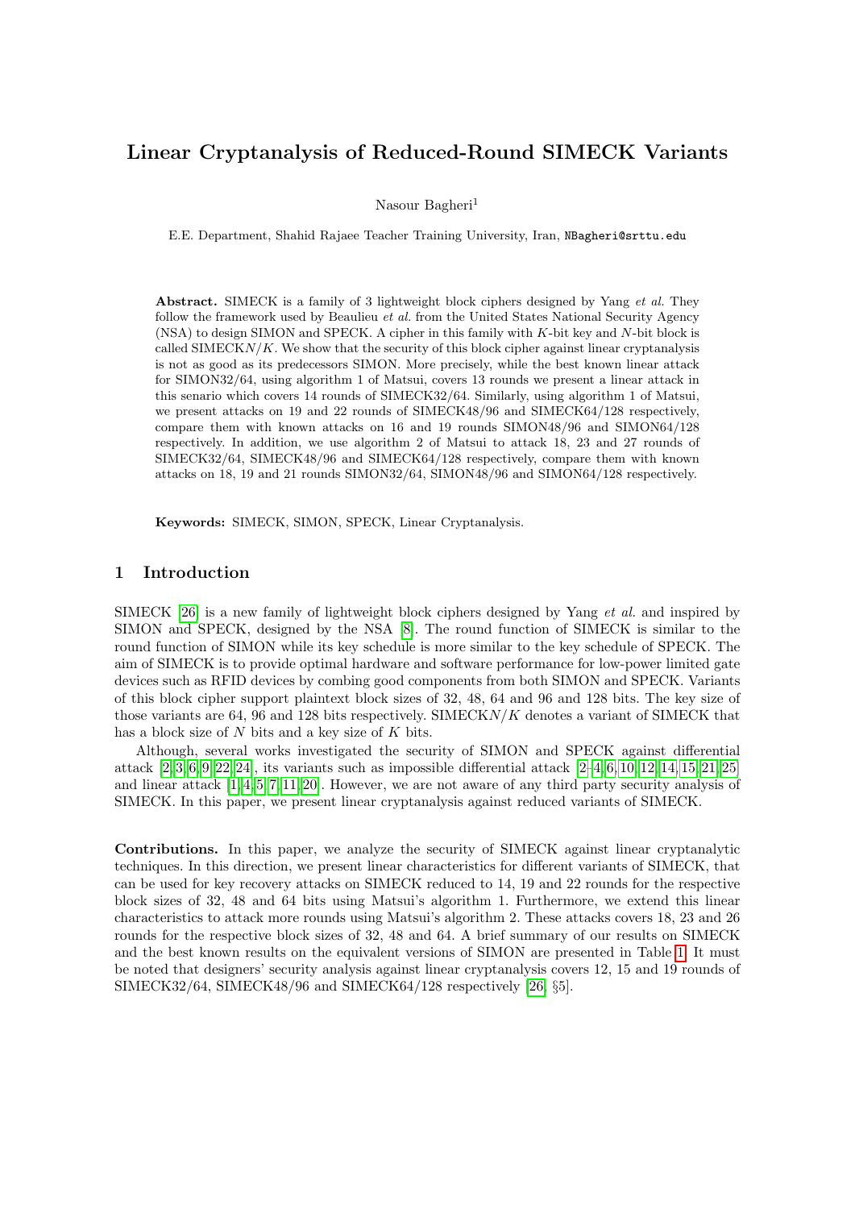# Linear Cryptanalysis of Reduced-Round SIMECK Variants

Nasour Bagheri[1]

E.E. Department, Shahid Rajaee Teacher Training University, Iran, NBagheri@srttu.edu

**Abstract.** SIMECK is a family of 3 lightweight block ciphers designed by Yang *et al.* They follow the framework used by Beaulieu *et al.* from the United States National Security Agency (NSA) to design SIMON and SPECK. A cipher in this family with $K$-bit key and $N$-bit block is called SIMECK$N/K$. We show that the security of this block cipher against linear cryptanalysis is not as good as its predecessors SIMON. More precisely, while the best known linear attack for SIMON32/64, using algorithm 1 of Matsui, covers 13 rounds we present a linear attack in this senario which covers 14 rounds of SIMECK32/64. Similarly, using algorithm 1 of Matsui, we present attacks on 19 and 22 rounds of SIMECK48/96 and SIMECK64/128 respectively, compare them with known attacks on 16 and 19 rounds SIMON48/96 and SIMON64/128 respectively. In addition, we use algorithm 2 of Matsui to attack 18, 23 and 27 rounds of SIMECK32/64, SIMECK48/96 and SIMECK64/128 respectively, compare them with known attacks on 18, 19 and 21 rounds SIMON32/64, SIMON48/96 and SIMON64/128 respectively.

**Keywords:** SIMECK, SIMON, SPECK, Linear Cryptanalysis.

## 1 Introduction

SIMECK [26] is a new family of lightweight block ciphers designed by Yang *et al.* and inspired by SIMON and SPECK, designed by the NSA [8]. The round function of SIMECK is similar to the round function of SIMON while its key schedule is more similar to the key schedule of SPECK. The aim of SIMECK is to provide optimal hardware and software performance for low-power limited gate devices such as RFID devices by combing good components from both SIMON and SPECK. Variants of this block cipher support plaintext block sizes of 32, 48, 64 and 96 and 128 bits. The key size of those variants are 64, 96 and 128 bits respectively. SIMECK$N/K$ denotes a variant of SIMECK that has a block size of $N$ bits and a key size of $K$ bits.

Although, several works investigated the security of SIMON and SPECK against differential attack [2,3,6,9,22,24], its variants such as impossible differential attack [2–4,6,10,12,14,15,21,25] and linear attack [1,4,5,7,11,20]. However, we are not aware of any third party security analysis of SIMECK. In this paper, we present linear cryptanalysis against reduced variants of SIMECK.

**Contributions.** In this paper, we analyze the security of SIMECK against linear cryptanalytic techniques. In this direction, we present linear characteristics for different variants of SIMECK, that can be used for key recovery attacks on SIMECK reduced to 14, 19 and 22 rounds for the respective block sizes of 32, 48 and 64 bits using Matsui's algorithm 1. Furthermore, we extend this linear characteristics to attack more rounds using Matsui's algorithm 2. These attacks covers 18, 23 and 26 rounds for the respective block sizes of 32, 48 and 64. A brief summary of our results on SIMECK and the best known results on the equivalent versions of SIMON are presented in Table 1. It must be noted that designers' security analysis against linear cryptanalysis covers 12, 15 and 19 rounds of SIMECK32/64, SIMECK48/96 and SIMECK64/128 respectively [26, §5].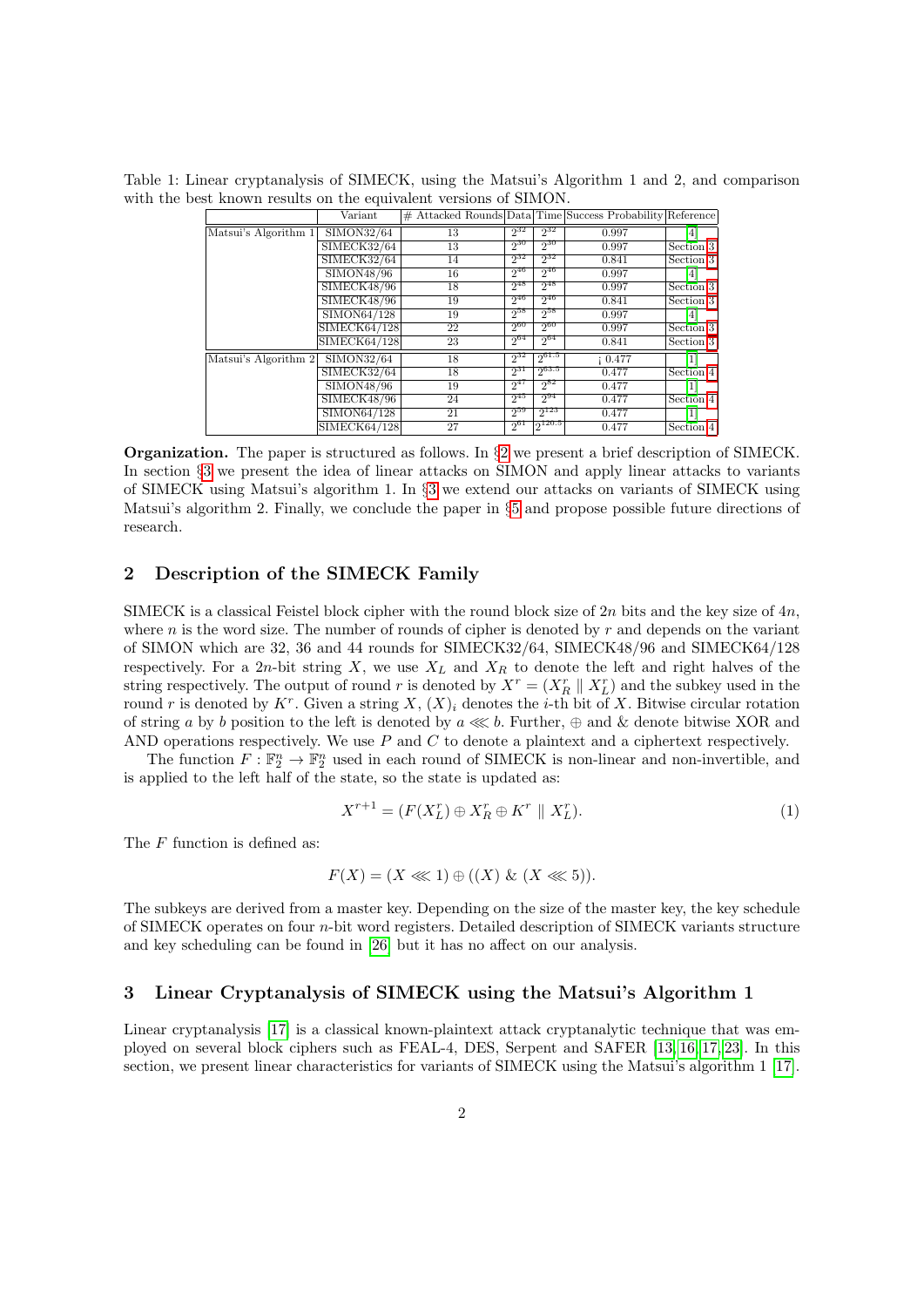Table 1: Linear cryptanalysis of SIMECK, using the Matsui's Algorithm 1 and 2, and comparison with the best known results on the equivalent versions of SIMON.

| | Variant | # Attacked Rounds | Data | Time | Success Probability | Reference |
|---|---|---|---|---|---|---|
| Matsui's Algorithm 1 | SIMON32/64 | 13 | $2^{32}$ | $2^{32}$ | 0.997 | [4] |
| | SIMECK32/64 | 13 | $2^{30}$ | $2^{30}$ | 0.997 | Section 3 |
| | SIMECK32/64 | 14 | $2^{32}$ | $2^{32}$ | 0.841 | Section 3 |
| | SIMON48/96 | 16 | $2^{46}$ | $2^{46}$ | 0.997 | [4] |
| | SIMECK48/96 | 18 | $2^{48}$ | $2^{48}$ | 0.997 | Section 3 |
| | SIMECK48/96 | 19 | $2^{46}$ | $2^{46}$ | 0.841 | Section 3 |
| | SIMON64/128 | 19 | $2^{58}$ | $2^{58}$ | 0.997 | [4] |
| | SIMECK64/128 | 22 | $2^{60}$ | $2^{60}$ | 0.997 | Section 3 |
| | SIMECK64/128 | 23 | $2^{64}$ | $2^{64}$ | 0.841 | Section 3 |
| Matsui's Algorithm 2 | SIMON32/64 | 18 | $2^{32}$ | $2^{61.5}$ | ¡ 0.477 | [1] |
| | SIMECK32/64 | 18 | $2^{31}$ | $2^{63.5}$ | 0.477 | Section 4 |
| | SIMON48/96 | 19 | $2^{47}$ | $2^{82}$ | 0.477 | [1] |
| | SIMECK48/96 | 24 | $2^{45}$ | $2^{94}$ | 0.477 | Section 4 |
| | SIMON64/128 | 21 | $2^{59}$ | $2^{123}$ | 0.477 | [1] |
| | SIMECK64/128 | 27 | $2^{61}$ | $2^{120.5}$ | 0.477 | Section 4 |

**Organization.** The paper is structured as follows. In §2 we present a brief description of SIMECK. In section §3 we present the idea of linear attacks on SIMON and apply linear attacks to variants of SIMECK using Matsui's algorithm 1. In §3 we extend our attacks on variants of SIMECK using Matsui's algorithm 2. Finally, we conclude the paper in §5 and propose possible future directions of research.

## 2 Description of the SIMECK Family

SIMECK is a classical Feistel block cipher with the round block size of $2n$ bits and the key size of $4n$, where $n$ is the word size. The number of rounds of cipher is denoted by $r$ and depends on the variant of SIMON which are 32, 36 and 44 rounds for SIMECK32/64, SIMECK48/96 and SIMECK64/128 respectively. For a $2n$-bit string $X$, we use $X_L$ and $X_R$ to denote the left and right halves of the string respectively. The output of round $r$ is denoted by $X^r = (X_R^r \parallel X_L^r)$ and the subkey used in the round $r$ is denoted by $K^r$. Given a string $X$, $(X)_i$ denotes the $i$-th bit of $X$. Bitwise circular rotation of string $a$ by $b$ position to the left is denoted by $a \lll b$. Further, $\oplus$ and & denote bitwise XOR and AND operations respectively. We use $P$ and $C$ to denote a plaintext and a ciphertext respectively.

The function $F : \mathbb{F}_2^n \to \mathbb{F}_2^n$ used in each round of SIMECK is non-linear and non-invertible, and is applied to the left half of the state, so the state is updated as:

$$X^{r+1} = (F(X_L^r) \oplus X_R^r \oplus K^r \parallel X_L^r). \tag{1}$$

The $F$ function is defined as:

$$F(X) = (X \lll 1) \oplus ((X) \ \& \ (X \lll 5)).$$

The subkeys are derived from a master key. Depending on the size of the master key, the key schedule of SIMECK operates on four $n$-bit word registers. Detailed description of SIMECK variants structure and key scheduling can be found in [26] but it has no affect on our analysis.

## 3 Linear Cryptanalysis of SIMECK using the Matsui's Algorithm 1

Linear cryptanalysis [17] is a classical known-plaintext attack cryptanalytic technique that was employed on several block ciphers such as FEAL-4, DES, Serpent and SAFER [13, 16, 17, 23]. In this section, we present linear characteristics for variants of SIMECK using the Matsui's algorithm 1 [17].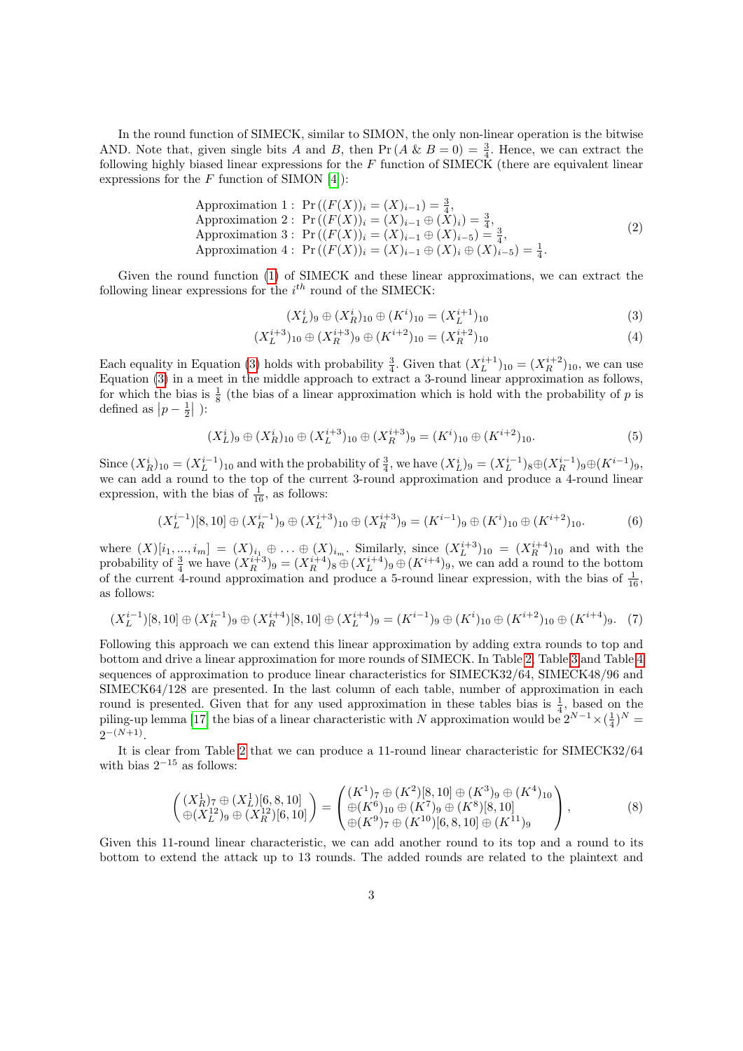In the round function of SIMECK, similar to SIMON, the only non-linear operation is the bitwise AND. Note that, given single bits $A$ and $B$, then $\Pr(A \,\&\, B = 0) = \frac{3}{4}$. Hence, we can extract the following highly biased linear expressions for the $F$ function of SIMECK (there are equivalent linear expressions for the $F$ function of SIMON [4]):

$$
\begin{array}{l}
\text{Approximation 1}: \Pr((F(X))_i = (X)_{i-1}) = \frac{3}{4}, \\
\text{Approximation 2}: \Pr((F(X))_i = (X)_{i-1} \oplus (X)_i) = \frac{3}{4}, \\
\text{Approximation 3}: \Pr((F(X))_i = (X)_{i-1} \oplus (X)_{i-5}) = \frac{3}{4}, \\
\text{Approximation 4}: \Pr((F(X))_i = (X)_{i-1} \oplus (X)_i \oplus (X)_{i-5}) = \frac{1}{4}.
\end{array} \tag{2}
$$

Given the round function (1) of SIMECK and these linear approximations, we can extract the following linear expressions for the $i^{th}$ round of the SIMECK:

$$(X_L^i)_9 \oplus (X_R^i)_{10} \oplus (K^i)_{10} = (X_L^{i+1})_{10} \tag{3}$$

$$(X_L^{i+3})_{10} \oplus (X_R^{i+3})_9 \oplus (K^{i+2})_{10} = (X_R^{i+2})_{10} \tag{4}$$

Each equality in Equation (3) holds with probability $\frac{3}{4}$. Given that $(X_L^{i+1})_{10} = (X_R^{i+2})_{10}$, we can use Equation (3) in a meet in the middle approach to extract a 3-round linear approximation as follows, for which the bias is $\frac{1}{8}$ (the bias of a linear approximation which is hold with the probability of $p$ is defined as $|p - \frac{1}{2}|$ ):

$$(X_L^i)_9 \oplus (X_R^i)_{10} \oplus (X_L^{i+3})_{10} \oplus (X_R^{i+3})_9 = (K^i)_{10} \oplus (K^{i+2})_{10}. \tag{5}$$

Since $(X_R^i)_{10} = (X_L^{i-1})_{10}$ and with the probability of $\frac{3}{4}$, we have $(X_L^i)_9 = (X_L^{i-1})_8 \oplus (X_R^{i-1})_9 \oplus (K^{i-1})_9$, we can add a round to the top of the current 3-round approximation and produce a 4-round linear expression, with the bias of $\frac{1}{16}$, as follows:

$$(X_L^{i-1})[8, 10] \oplus (X_R^{i-1})_9 \oplus (X_L^{i+3})_{10} \oplus (X_R^{i+3})_9 = (K^{i-1})_9 \oplus (K^i)_{10} \oplus (K^{i+2})_{10}. \tag{6}$$

where $(X)[i_1, ..., i_m] = (X)_{i_1} \oplus \ldots \oplus (X)_{i_m}$. Similarly, since $(X_L^{i+3})_{10} = (X_R^{i+4})_{10}$ and with the probability of $\frac{3}{4}$ we have $(X_R^{i+3})_9 = (X_R^{i+4})_8 \oplus (X_L^{i+4})_9 \oplus (K^{i+4})_9$, we can add a round to the bottom of the current 4-round approximation and produce a 5-round linear expression, with the bias of $\frac{1}{16}$, as follows:

$$(X_L^{i-1})[8, 10] \oplus (X_R^{i-1})_9 \oplus (X_R^{i+4})[8, 10] \oplus (X_L^{i+4})_9 = (K^{i-1})_9 \oplus (K^i)_{10} \oplus (K^{i+2})_{10} \oplus (K^{i+4})_9. \tag{7}$$

Following this approach we can extend this linear approximation by adding extra rounds to top and bottom and drive a linear approximation for more rounds of SIMECK. In Table 2, Table 3 and Table 4 sequences of approximation to produce linear characteristics for SIMECK32/64, SIMECK48/96 and SIMECK64/128 are presented. In the last column of each table, number of approximation in each round is presented. Given that for any used approximation in these tables bias is $\frac{1}{4}$, based on the piling-up lemma [17] the bias of a linear characteristic with $N$ approximation would be $2^{N-1} \times (\frac{1}{4})^N = 2^{-(N+1)}$.

It is clear from Table 2 that we can produce a 11-round linear characteristic for SIMECK32/64 with bias $2^{-15}$ as follows:

$$\begin{pmatrix} (X_R^1)_7 \oplus (X_L^1)[6, 8, 10] \\ \oplus (X_L^{12})_9 \oplus (X_R^{12})[6, 10] \end{pmatrix} = \begin{pmatrix} (K^1)_7 \oplus (K^2)[8, 10] \oplus (K^3)_9 \oplus (K^4)_{10} \\ \oplus (K^6)_{10} \oplus (K^7)_9 \oplus (K^8)[8, 10] \\ \oplus (K^9)_7 \oplus (K^{10})[6, 8, 10] \oplus (K^{11})_9 \end{pmatrix}, \tag{8}$$

Given this 11-round linear characteristic, we can add another round to its top and a round to its bottom to extend the attack up to 13 rounds. The added rounds are related to the plaintext and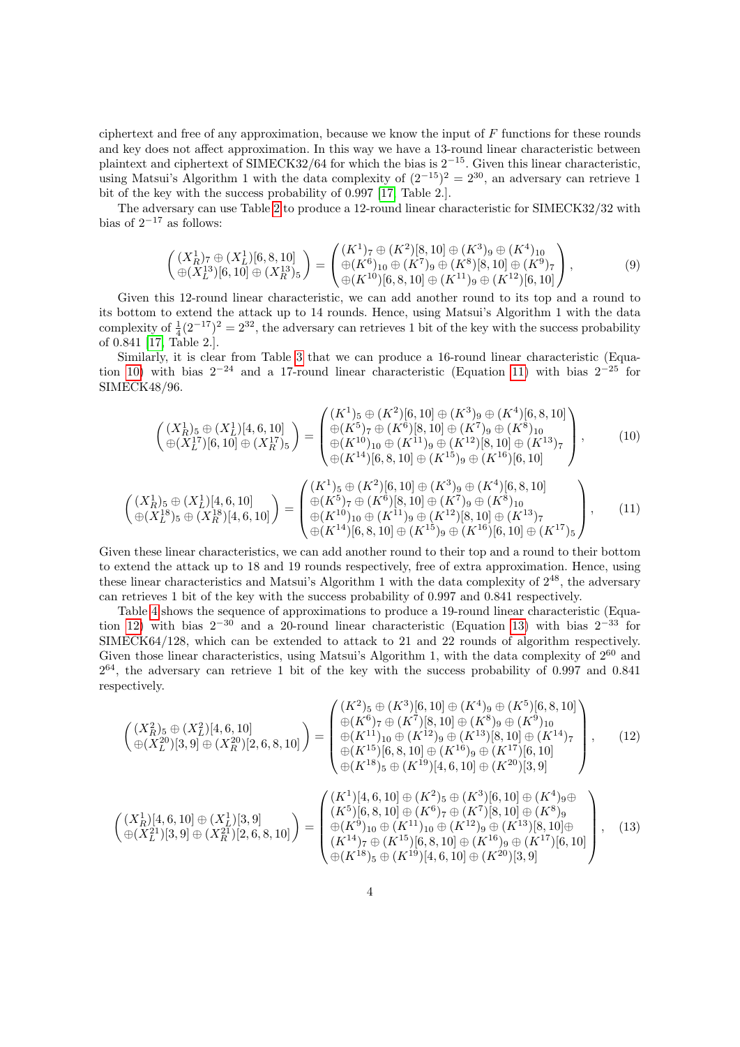ciphertext and free of any approximation, because we know the input of $F$ functions for these rounds and key does not affect approximation. In this way we have a 13-round linear characteristic between plaintext and ciphertext of SIMECK32/64 for which the bias is $2^{-15}$. Given this linear characteristic, using Matsui's Algorithm 1 with the data complexity of $(2^{-15})^2 = 2^{30}$, an adversary can retrieve 1 bit of the key with the success probability of 0.997 [17, Table 2.].

The adversary can use Table 2 to produce a 12-round linear characteristic for SIMECK32/32 with bias of $2^{-17}$ as follows:

$$\begin{pmatrix} (X_R^1)_7 \oplus (X_L^1)[6,8,10] \\ \oplus (X_L^{13})[6,10] \oplus (X_R^{13})_5 \end{pmatrix} = \begin{pmatrix} (K^1)_7 \oplus (K^2)[8,10] \oplus (K^3)_9 \oplus (K^4)_{10} \\ \oplus (K^6)_{10} \oplus (K^7)_9 \oplus (K^8)[8,10] \oplus (K^9)_7 \\ \oplus (K^{10})[6,8,10] \oplus (K^{11})_9 \oplus (K^{12})[6,10] \end{pmatrix}, \tag{9}$$

Given this 12-round linear characteristic, we can add another round to its top and a round to its bottom to extend the attack up to 14 rounds. Hence, using Matsui's Algorithm 1 with the data complexity of $\frac{1}{4}(2^{-17})^2 = 2^{32}$, the adversary can retrieves 1 bit of the key with the success probability of 0.841 [17, Table 2.].

Similarly, it is clear from Table 3 that we can produce a 16-round linear characteristic (Equation 10) with bias $2^{-24}$ and a 17-round linear characteristic (Equation 11) with bias $2^{-25}$ for SIMECK48/96.

$$\begin{pmatrix} (X_R^1)_5 \oplus (X_L^1)[4,6,10] \\ \oplus (X_L^{17})[6,10] \oplus (X_R^{17})_5 \end{pmatrix} = \begin{pmatrix} (K^1)_5 \oplus (K^2)[6,10] \oplus (K^3)_9 \oplus (K^4)[6,8,10] \\ \oplus (K^5)_7 \oplus (K^6)[8,10] \oplus (K^7)_9 \oplus (K^8)_{10} \\ \oplus (K^{10})_{10} \oplus (K^{11})_9 \oplus (K^{12})[8,10] \oplus (K^{13})_7 \\ \oplus (K^{14})[6,8,10] \oplus (K^{15})_9 \oplus (K^{16})[6,10] \end{pmatrix}, \tag{10}$$

$$\begin{pmatrix} (X_R^1)_5 \oplus (X_L^1)[4,6,10] \\ \oplus (X_L^{18})_5 \oplus (X_R^{18})[4,6,10] \end{pmatrix} = \begin{pmatrix} (K^1)_5 \oplus (K^2)[6,10] \oplus (K^3)_9 \oplus (K^4)[6,8,10] \\ \oplus (K^5)_7 \oplus (K^6)[8,10] \oplus (K^7)_9 \oplus (K^8)_{10} \\ \oplus (K^{10})_{10} \oplus (K^{11})_9 \oplus (K^{12})[8,10] \oplus (K^{13})_7 \\ \oplus (K^{14})[6,8,10] \oplus (K^{15})_9 \oplus (K^{16})[6,10] \oplus (K^{17})_5 \end{pmatrix}, \tag{11}$$

Given these linear characteristics, we can add another round to their top and a round to their bottom to extend the attack up to 18 and 19 rounds respectively, free of extra approximation. Hence, using these linear characteristics and Matsui's Algorithm 1 with the data complexity of $2^{48}$, the adversary can retrieves 1 bit of the key with the success probability of 0.997 and 0.841 respectively.

Table 4 shows the sequence of approximations to produce a 19-round linear characteristic (Equation 12) with bias $2^{-30}$ and a 20-round linear characteristic (Equation 13) with bias $2^{-33}$ for SIMECK64/128, which can be extended to attack to 21 and 22 rounds of algorithm respectively. Given those linear characteristics, using Matsui's Algorithm 1, with the data complexity of $2^{60}$ and $2^{64}$, the adversary can retrieve 1 bit of the key with the success probability of 0.997 and 0.841 respectively.

$$\begin{pmatrix} (X_R^2)_5 \oplus (X_L^2)[4,6,10] \\ \oplus (X_L^{20})[3,9] \oplus (X_R^{20})[2,6,8,10] \end{pmatrix} = \begin{pmatrix} (K^2)_5 \oplus (K^3)[6,10] \oplus (K^4)_9 \oplus (K^5)[6,8,10] \\ \oplus (K^6)_7 \oplus (K^7)[8,10] \oplus (K^8)_9 \oplus (K^9)_{10} \\ \oplus (K^{11})_{10} \oplus (K^{12})_9 \oplus (K^{13})[8,10] \oplus (K^{14})_7 \\ \oplus (K^{15})[6,8,10] \oplus (K^{16})_9 \oplus (K^{17})[6,10] \\ \oplus (K^{18})_5 \oplus (K^{19})[4,6,10] \oplus (K^{20})[3,9] \end{pmatrix}, \tag{12}$$

$$\begin{pmatrix} (X_R^1)[4,6,10] \oplus (X_L^1)[3,9] \\ \oplus (X_L^{21})[3,9] \oplus (X_R^{21})[2,6,8,10] \end{pmatrix} = \begin{pmatrix} (K^1)[4,6,10] \oplus (K^2)_5 \oplus (K^3)[6,10] \oplus (K^4)_9 \oplus \\ (K^5)[6,8,10] \oplus (K^6)_7 \oplus (K^7)[8,10] \oplus (K^8)_9 \\ \oplus (K^9)_{10} \oplus (K^{11})_{10} \oplus (K^{12})_9 \oplus (K^{13})[8,10] \oplus \\ (K^{14})_7 \oplus (K^{15})[6,8,10] \oplus (K^{16})_9 \oplus (K^{17})[6,10] \\ \oplus (K^{18})_5 \oplus (K^{19})[4,6,10] \oplus (K^{20})[3,9] \end{pmatrix}, \tag{13}$$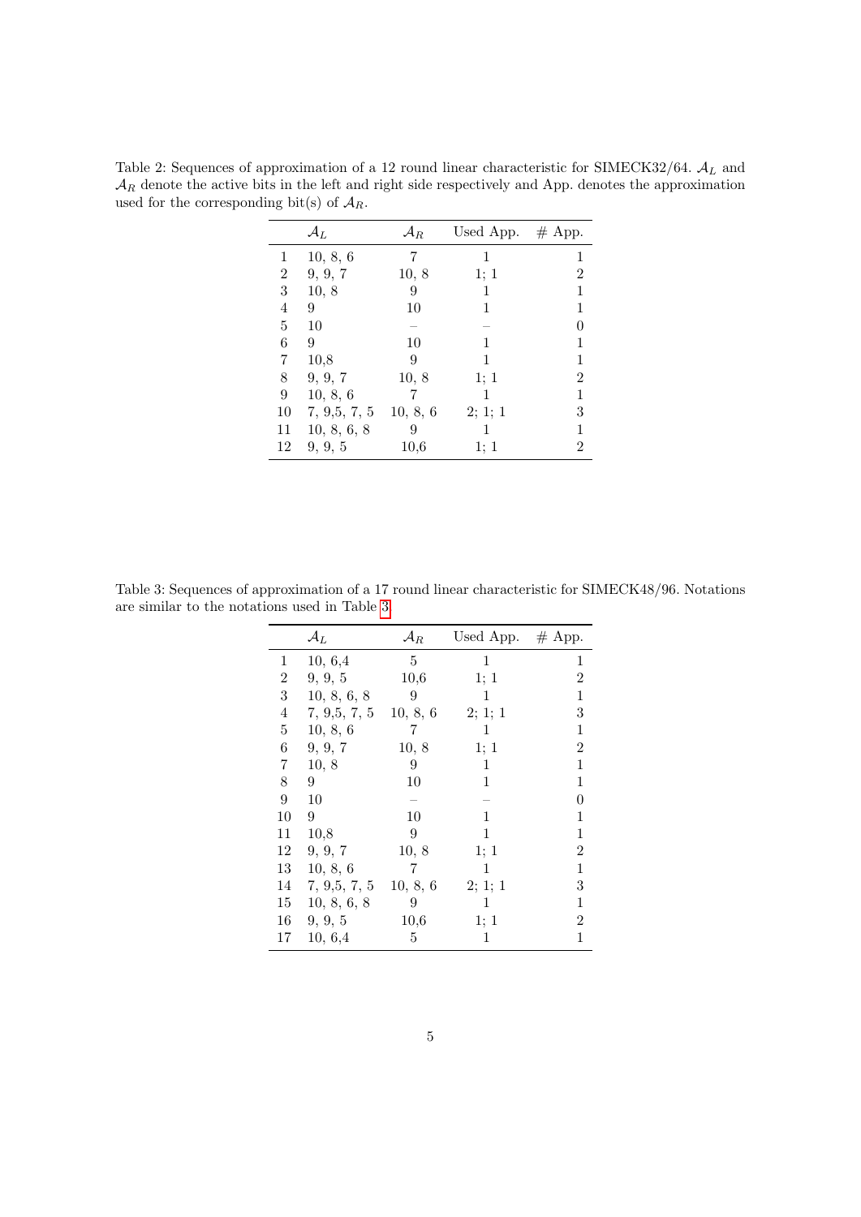Table 2: Sequences of approximation of a 12 round linear characteristic for SIMECK32/64. $\mathcal{A}_L$ and $\mathcal{A}_R$ denote the active bits in the left and right side respectively and App. denotes the approximation used for the corresponding bit(s) of $\mathcal{A}_R$.

| | $\mathcal{A}_L$ | $\mathcal{A}_R$ | Used App. | # App. |
|---|---|---|---|---|
| 1 | 10, 8, 6 | 7 | 1 | 1 |
| 2 | 9, 9, 7 | 10, 8 | 1; 1 | 2 |
| 3 | 10, 8 | 9 | 1 | 1 |
| 4 | 9 | 10 | 1 | 1 |
| 5 | 10 | – | – | 0 |
| 6 | 9 | 10 | 1 | 1 |
| 7 | 10,8 | 9 | 1 | 1 |
| 8 | 9, 9, 7 | 10, 8 | 1; 1 | 2 |
| 9 | 10, 8, 6 | 7 | 1 | 1 |
| 10 | 7, 9,5, 7, 5 | 10, 8, 6 | 2; 1; 1 | 3 |
| 11 | 10, 8, 6, 8 | 9 | 1 | 1 |
| 12 | 9, 9, 5 | 10,6 | 1; 1 | 2 |

Table 3: Sequences of approximation of a 17 round linear characteristic for SIMECK48/96. Notations are similar to the notations used in Table 3.

| | $\mathcal{A}_L$ | $\mathcal{A}_R$ | Used App. | # App. |
|---|---|---|---|---|
| 1 | 10, 6,4 | 5 | 1 | 1 |
| 2 | 9, 9, 5 | 10,6 | 1; 1 | 2 |
| 3 | 10, 8, 6, 8 | 9 | 1 | 1 |
| 4 | 7, 9,5, 7, 5 | 10, 8, 6 | 2; 1; 1 | 3 |
| 5 | 10, 8, 6 | 7 | 1 | 1 |
| 6 | 9, 9, 7 | 10, 8 | 1; 1 | 2 |
| 7 | 10, 8 | 9 | 1 | 1 |
| 8 | 9 | 10 | 1 | 1 |
| 9 | 10 | – | – | 0 |
| 10 | 9 | 10 | 1 | 1 |
| 11 | 10,8 | 9 | 1 | 1 |
| 12 | 9, 9, 7 | 10, 8 | 1; 1 | 2 |
| 13 | 10, 8, 6 | 7 | 1 | 1 |
| 14 | 7, 9,5, 7, 5 | 10, 8, 6 | 2; 1; 1 | 3 |
| 15 | 10, 8, 6, 8 | 9 | 1 | 1 |
| 16 | 9, 9, 5 | 10,6 | 1; 1 | 2 |
| 17 | 10, 6,4 | 5 | 1 | 1 |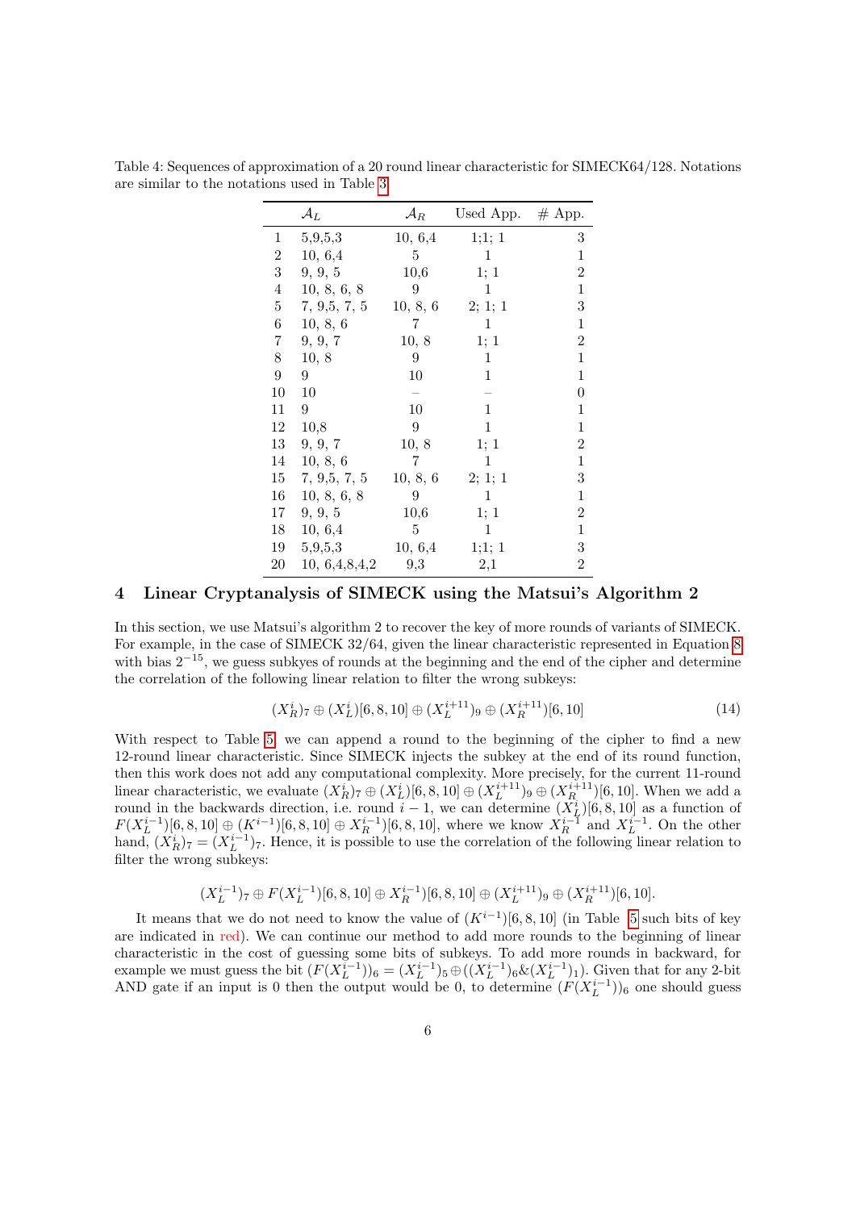Table 4: Sequences of approximation of a 20 round linear characteristic for SIMECK64/128. Notations are similar to the notations used in Table 3

| | $\mathcal{A}_L$ | $\mathcal{A}_R$ | Used App. | # App. |
|---|---|---|---|---|
| 1 | 5,9,5,3 | 10, 6,4 | 1;1; 1 | 3 |
| 2 | 10, 6,4 | 5 | 1 | 1 |
| 3 | 9, 9, 5 | 10,6 | 1; 1 | 2 |
| 4 | 10, 8, 6, 8 | 9 | 1 | 1 |
| 5 | 7, 9,5, 7, 5 | 10, 8, 6 | 2; 1; 1 | 3 |
| 6 | 10, 8, 6 | 7 | 1 | 1 |
| 7 | 9, 9, 7 | 10, 8 | 1; 1 | 2 |
| 8 | 10, 8 | 9 | 1 | 1 |
| 9 | 9 | 10 | 1 | 1 |
| 10 | 10 | – | – | 0 |
| 11 | 9 | 10 | 1 | 1 |
| 12 | 10,8 | 9 | 1 | 1 |
| 13 | 9, 9, 7 | 10, 8 | 1; 1 | 2 |
| 14 | 10, 8, 6 | 7 | 1 | 1 |
| 15 | 7, 9,5, 7, 5 | 10, 8, 6 | 2; 1; 1 | 3 |
| 16 | 10, 8, 6, 8 | 9 | 1 | 1 |
| 17 | 9, 9, 5 | 10,6 | 1; 1 | 2 |
| 18 | 10, 6,4 | 5 | 1 | 1 |
| 19 | 5,9,5,3 | 10, 6,4 | 1;1; 1 | 3 |
| 20 | 10, 6,4,8,4,2 | 9,3 | 2,1 | 2 |

## 4 Linear Cryptanalysis of SIMECK using the Matsui's Algorithm 2

In this section, we use Matsui's algorithm 2 to recover the key of more rounds of variants of SIMECK. For example, in the case of SIMECK 32/64, given the linear characteristic represented in Equation 8 with bias $2^{-15}$, we guess subkyes of rounds at the beginning and the end of the cipher and determine the correlation of the following linear relation to filter the wrong subkeys:

$$(X_R^i)_7 \oplus (X_L^i)[6,8,10] \oplus (X_L^{i+11})_9 \oplus (X_R^{i+11})[6,10] \tag{14}$$

With respect to Table 5, we can append a round to the beginning of the cipher to find a new 12-round linear characteristic. Since SIMECK injects the subkey at the end of its round function, then this work does not add any computational complexity. More precisely, for the current 11-round linear characteristic, we evaluate $(X_R^i)_7 \oplus (X_L^i)[6,8,10] \oplus (X_L^{i+11})_9 \oplus (X_R^{i+11})[6,10]$. When we add a round in the backwards direction, i.e. round $i-1$, we can determine $(X_L^i)[6,8,10]$ as a function of $F(X_L^{i-1})[6,8,10] \oplus (K^{i-1})[6,8,10] \oplus X_R^{i-1})[6,8,10]$, where we know $X_R^{i-1}$ and $X_L^{i-1}$. On the other hand, $(X_R^i)_7 = (X_L^{i-1})_7$. Hence, it is possible to use the correlation of the following linear relation to filter the wrong subkeys:

$$(X_L^{i-1})_7 \oplus F(X_L^{i-1})[6,8,10] \oplus X_R^{i-1})[6,8,10] \oplus (X_L^{i+11})_9 \oplus (X_R^{i+11})[6,10].$$

It means that we do not need to know the value of $(K^{i-1})[6,8,10]$ (in Table 5 such bits of key are indicated in red). We can continue our method to add more rounds to the beginning of linear characteristic in the cost of guessing some bits of subkeys. To add more rounds in backward, for example we must guess the bit $(F(X_L^{i-1}))_6 = (X_L^{i-1})_5 \oplus ((X_L^{i-1})_6 \& (X_L^{i-1})_1)$. Given that for any 2-bit AND gate if an input is 0 then the output would be 0, to determine $(F(X_L^{i-1}))_6$ one should guess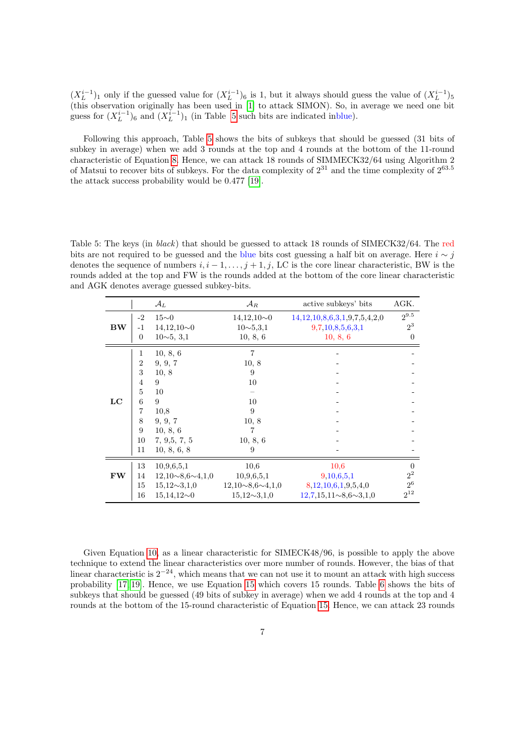$(X_L^{i-1})_1$ only if the guessed value for $(X_L^{i-1})_6$ is 1, but it always should guess the value of $(X_L^{i-1})_5$ (this observation originally has been used in [1] to attack SIMON). So, in average we need one bit guess for $(X_L^{i-1})_6$ and $(X_L^{i-1})_1$ (in Table 5 such bits are indicated in blue).

Following this approach, Table 5 shows the bits of subkeys that should be guessed (31 bits of subkey in average) when we add 3 rounds at the top and 4 rounds at the bottom of the 11-round characteristic of Equation 8. Hence, we can attack 18 rounds of SIMMECK32/64 using Algorithm 2 of Matsui to recover bits of subkeys. For the data complexity of $2^{31}$ and the time complexity of $2^{63.5}$ the attack success probability would be 0.477 [19].

Table 5: The keys (in *black*) that should be guessed to attack 18 rounds of SIMECK32/64. The red bits are not required to be guessed and the blue bits cost guessing a half bit on average. Here $i \sim j$ denotes the sequence of numbers $i, i-1, \ldots, j+1, j$, LC is the core linear characteristic, BW is the rounds added at the top and FW is the rounds added at the bottom of the core linear characteristic and AGK denotes average guessed subkey-bits.

| | | $\mathcal{A}_L$ | $\mathcal{A}_R$ | active subkeys' bits | AGK. |
|---|---|---|---|---|---|
| **BW** | -2 | 15∼0 | 14,12,10∼0 | 14,12,10,8,6,3,1,9,7,5,4,2,0 | $2^{9.5}$ |
| | -1 | 14,12,10∼0 | 10∼5,3,1 | 9,7,10,8,5,6,3,1 | $2^3$ |
| | 0 | 10∼5, 3,1 | 10, 8, 6 | 10, 8, 6 | 0 |
| **LC** | 1 | 10, 8, 6 | 7 | - | - |
| | 2 | 9, 9, 7 | 10, 8 | - | - |
| | 3 | 10, 8 | 9 | - | - |
| | 4 | 9 | 10 | - | - |
| | 5 | 10 | – | - | - |
| | 6 | 9 | 10 | - | - |
| | 7 | 10,8 | 9 | - | - |
| | 8 | 9, 9, 7 | 10, 8 | - | - |
| | 9 | 10, 8, 6 | 7 | - | - |
| | 10 | 7, 9,5, 7, 5 | 10, 8, 6 | - | - |
| | 11 | 10, 8, 6, 8 | 9 | - | - |
| **FW** | 13 | 10,9,6,5,1 | 10,6 | 10,6 | 0 |
| | 14 | 12,10∼8,6∼4,1,0 | 10,9,6,5,1 | 9,10,6,5,1 | $2^2$ |
| | 15 | 15,12∼3,1,0 | 12,10∼8,6∼4,1,0 | 8,12,10,6,1,9,5,4,0 | $2^6$ |
| | 16 | 15,14,12∼0 | 15,12∼3,1,0 | 12,7,15,11∼8,6∼3,1,0 | $2^{12}$ |

Given Equation 10, as a linear characteristic for SIMECK48/96, is possible to apply the above technique to extend the linear characteristics over more number of rounds. However, the bias of that linear characteristic is $2^{-24}$, which means that we can not use it to mount an attack with high success probability [17, 19]. Hence, we use Equation 15 which covers 15 rounds. Table 6 shows the bits of subkeys that should be guessed (49 bits of subkey in average) when we add 4 rounds at the top and 4 rounds at the bottom of the 15-round characteristic of Equation 15. Hence, we can attack 23 rounds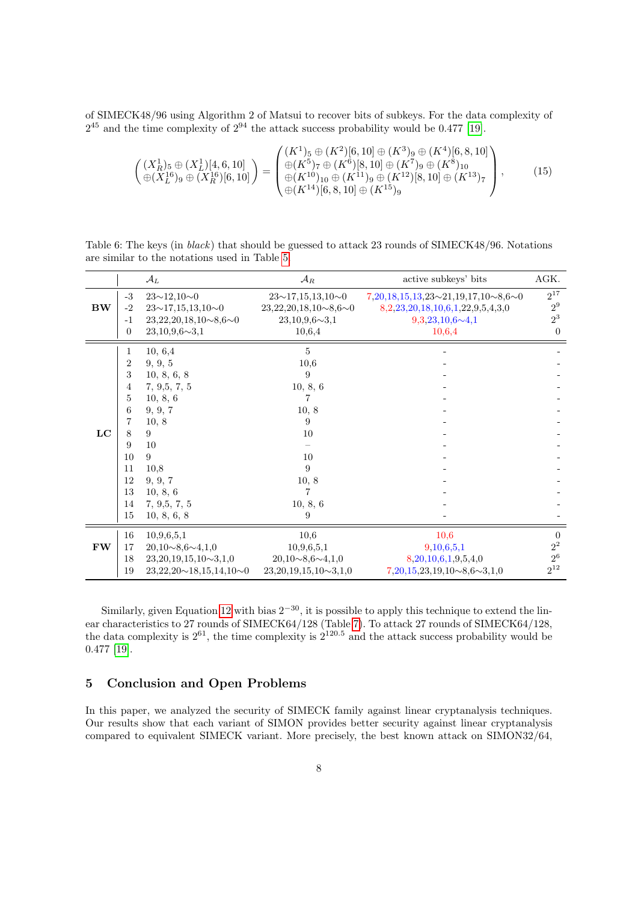of SIMECK48/96 using Algorithm 2 of Matsui to recover bits of subkeys. For the data complexity of $2^{45}$ and the time complexity of $2^{94}$ the attack success probability would be 0.477 [19].

$$
\begin{pmatrix} (X_R^1)_5 \oplus (X_L^1)[4,6,10] \\ \oplus (X_L^{16})_9 \oplus (X_R^{16})[6,10] \end{pmatrix} = \begin{pmatrix} (K^1)_5 \oplus (K^2)[6,10] \oplus (K^3)_9 \oplus (K^4)[6,8,10] \\ \oplus (K^5)_7 \oplus (K^6)[8,10] \oplus (K^7)_9 \oplus (K^8)_{10} \\ \oplus (K^{10})_{10} \oplus (K^{11})_9 \oplus (K^{12})[8,10] \oplus (K^{13})_7 \\ \oplus (K^{14})[6,8,10] \oplus (K^{15})_9 \end{pmatrix}, \tag{15}
$$

Table 6: The keys (in *black*) that should be guessed to attack 23 rounds of SIMECK48/96. Notations are similar to the notations used in Table 5.

| | | $\mathcal{A}_L$ | $\mathcal{A}_R$ | active subkeys' bits | AGK. |
|---|---|---|---|---|---|
| **BW** | -3 | 23∼12,10∼0 | 23∼17,15,13,10∼0 | 7,20,18,15,13,23∼21,19,17,10∼8,6∼0 | $2^{17}$ |
| | -2 | 23∼17,15,13,10∼0 | 23,22,20,18,10∼8,6∼0 | 8,2,23,20,18,10,6,1,22,9,5,4,3,0 | $2^{9}$ |
| | -1 | 23,22,20,18,10∼8,6∼0 | 23,10,9,6∼3,1 | 9,3,23,10,6∼4,1 | $2^{3}$ |
| | 0 | 23,10,9,6∼3,1 | 10,6,4 | 10,6,4 | 0 |
| **LC** | 1 | 10, 6,4 | 5 | - | - |
| | 2 | 9, 9, 5 | 10,6 | - | - |
| | 3 | 10, 8, 6, 8 | 9 | - | - |
| | 4 | 7, 9,5, 7, 5 | 10, 8, 6 | - | - |
| | 5 | 10, 8, 6 | 7 | - | - |
| | 6 | 9, 9, 7 | 10, 8 | - | - |
| | 7 | 10, 8 | 9 | - | - |
| | 8 | 9 | 10 | - | - |
| | 9 | 10 | – | - | - |
| | 10 | 9 | 10 | - | - |
| | 11 | 10,8 | 9 | - | - |
| | 12 | 9, 9, 7 | 10, 8 | - | - |
| | 13 | 10, 8, 6 | 7 | - | - |
| | 14 | 7, 9,5, 7, 5 | 10, 8, 6 | - | - |
| | 15 | 10, 8, 6, 8 | 9 | - | - |
| **FW** | 16 | 10,9,6,5,1 | 10,6 | 10,6 | 0 |
| | 17 | 20,10∼8,6∼4,1,0 | 10,9,6,5,1 | 9,10,6,5,1 | $2^{2}$ |
| | 18 | 23,20,19,15,10∼3,1,0 | 20,10∼8,6∼4,1,0 | 8,20,10,6,1,9,5,4,0 | $2^{6}$ |
| | 19 | 23,22,20∼18,15,14,10∼0 | 23,20,19,15,10∼3,1,0 | 7,20,15,23,19,10∼8,6∼3,1,0 | $2^{12}$ |

Similarly, given Equation 12 with bias $2^{-30}$, it is possible to apply this technique to extend the linear characteristics to 27 rounds of SIMECK64/128 (Table 7). To attack 27 rounds of SIMECK64/128, the data complexity is $2^{61}$, the time complexity is $2^{120.5}$ and the attack success probability would be 0.477 [19].

## 5 Conclusion and Open Problems

In this paper, we analyzed the security of SIMECK family against linear cryptanalysis techniques. Our results show that each variant of SIMON provides better security against linear cryptanalysis compared to equivalent SIMECK variant. More precisely, the best known attack on SIMON32/64,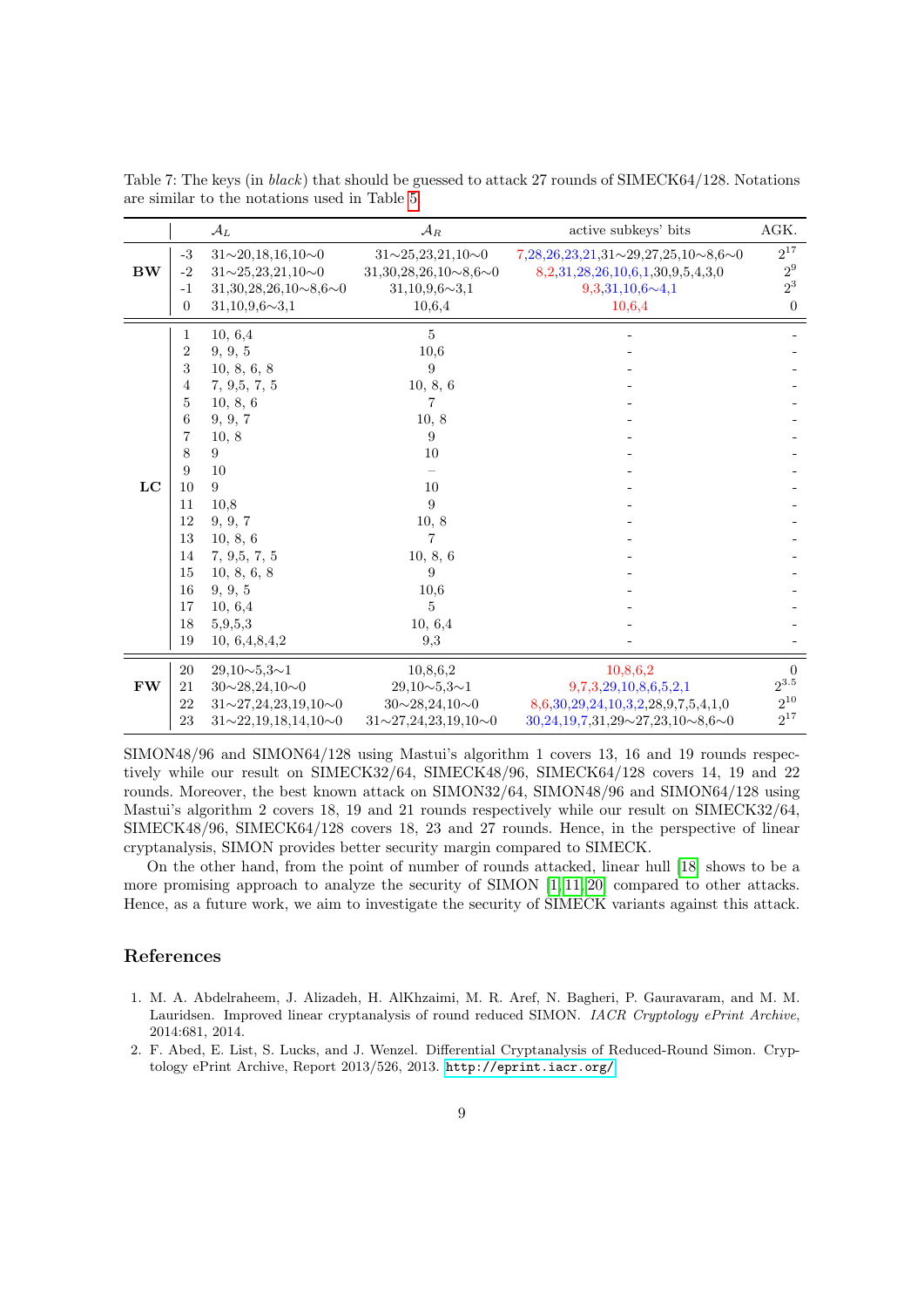Table 7: The keys (in *black*) that should be guessed to attack 27 rounds of SIMECK64/128. Notations are similar to the notations used in Table 5

| | | $\mathcal{A}_L$ | $\mathcal{A}_R$ | active subkeys' bits | AGK. |
|---|---|---|---|---|---|
| **BW** | -3 | 31∼20,18,16,10∼0 | 31∼25,23,21,10∼0 | 7,28,26,23,21,31∼29,27,25,10∼8,6∼0 | $2^{17}$ |
| | -2 | 31∼25,23,21,10∼0 | 31,30,28,26,10∼8,6∼0 | 8,2,31,28,26,10,6,1,30,9,5,4,3,0 | $2^{9}$ |
| | -1 | 31,30,28,26,10∼8,6∼0 | 31,10,9,6∼3,1 | 9,3,31,10,6∼4,1 | $2^{3}$ |
| | 0 | 31,10,9,6∼3,1 | 10,6,4 | 10,6,4 | 0 |
| **LC** | 1 | 10, 6,4 | 5 | - | - |
| | 2 | 9, 9, 5 | 10,6 | - | - |
| | 3 | 10, 8, 6, 8 | 9 | - | - |
| | 4 | 7, 9,5, 7, 5 | 10, 8, 6 | - | - |
| | 5 | 10, 8, 6 | 7 | - | - |
| | 6 | 9, 9, 7 | 10, 8 | - | - |
| | 7 | 10, 8 | 9 | - | - |
| | 8 | 9 | 10 | - | - |
| | 9 | 10 | – | - | - |
| | 10 | 9 | 10 | - | - |
| | 11 | 10,8 | 9 | - | - |
| | 12 | 9, 9, 7 | 10, 8 | - | - |
| | 13 | 10, 8, 6 | 7 | - | - |
| | 14 | 7, 9,5, 7, 5 | 10, 8, 6 | - | - |
| | 15 | 10, 8, 6, 8 | 9 | - | - |
| | 16 | 9, 9, 5 | 10,6 | - | - |
| | 17 | 10, 6,4 | 5 | - | - |
| | 18 | 5,9,5,3 | 10, 6,4 | - | - |
| | 19 | 10, 6,4,8,4,2 | 9,3 | - | - |
| **FW** | 20 | 29,10∼5,3∼1 | 10,8,6,2 | 10,8,6,2 | 0 |
| | 21 | 30∼28,24,10∼0 | 29,10∼5,3∼1 | 9,7,3,29,10,8,6,5,2,1 | $2^{3.5}$ |
| | 22 | 31∼27,24,23,19,10∼0 | 30∼28,24,10∼0 | 8,6,30,29,24,10,3,2,28,9,7,5,4,1,0 | $2^{10}$ |
| | 23 | 31∼22,19,18,14,10∼0 | 31∼27,24,23,19,10∼0 | 30,24,19,7,31,29∼27,23,10∼8,6∼0 | $2^{17}$ |

SIMON48/96 and SIMON64/128 using Mastui's algorithm 1 covers 13, 16 and 19 rounds respectively while our result on SIMECK32/64, SIMECK48/96, SIMECK64/128 covers 14, 19 and 22 rounds. Moreover, the best known attack on SIMON32/64, SIMON48/96 and SIMON64/128 using Mastui's algorithm 2 covers 18, 19 and 21 rounds respectively while our result on SIMECK32/64, SIMECK48/96, SIMECK64/128 covers 18, 23 and 27 rounds. Hence, in the perspective of linear cryptanalysis, SIMON provides better security margin compared to SIMECK.

On the other hand, from the point of number of rounds attacked, linear hull [18] shows to be a more promising approach to analyze the security of SIMON [1,11,20] compared to other attacks. Hence, as a future work, we aim to investigate the security of SIMECK variants against this attack.

## References

1. M. A. Abdelraheem, J. Alizadeh, H. AlKhzaimi, M. R. Aref, N. Bagheri, P. Gauravaram, and M. M. Lauridsen. Improved linear cryptanalysis of round reduced SIMON. *IACR Cryptology ePrint Archive*, 2014:681, 2014.
2. F. Abed, E. List, S. Lucks, and J. Wenzel. Differential Cryptanalysis of Reduced-Round Simon. Cryptology ePrint Archive, Report 2013/526, 2013. http://eprint.iacr.org/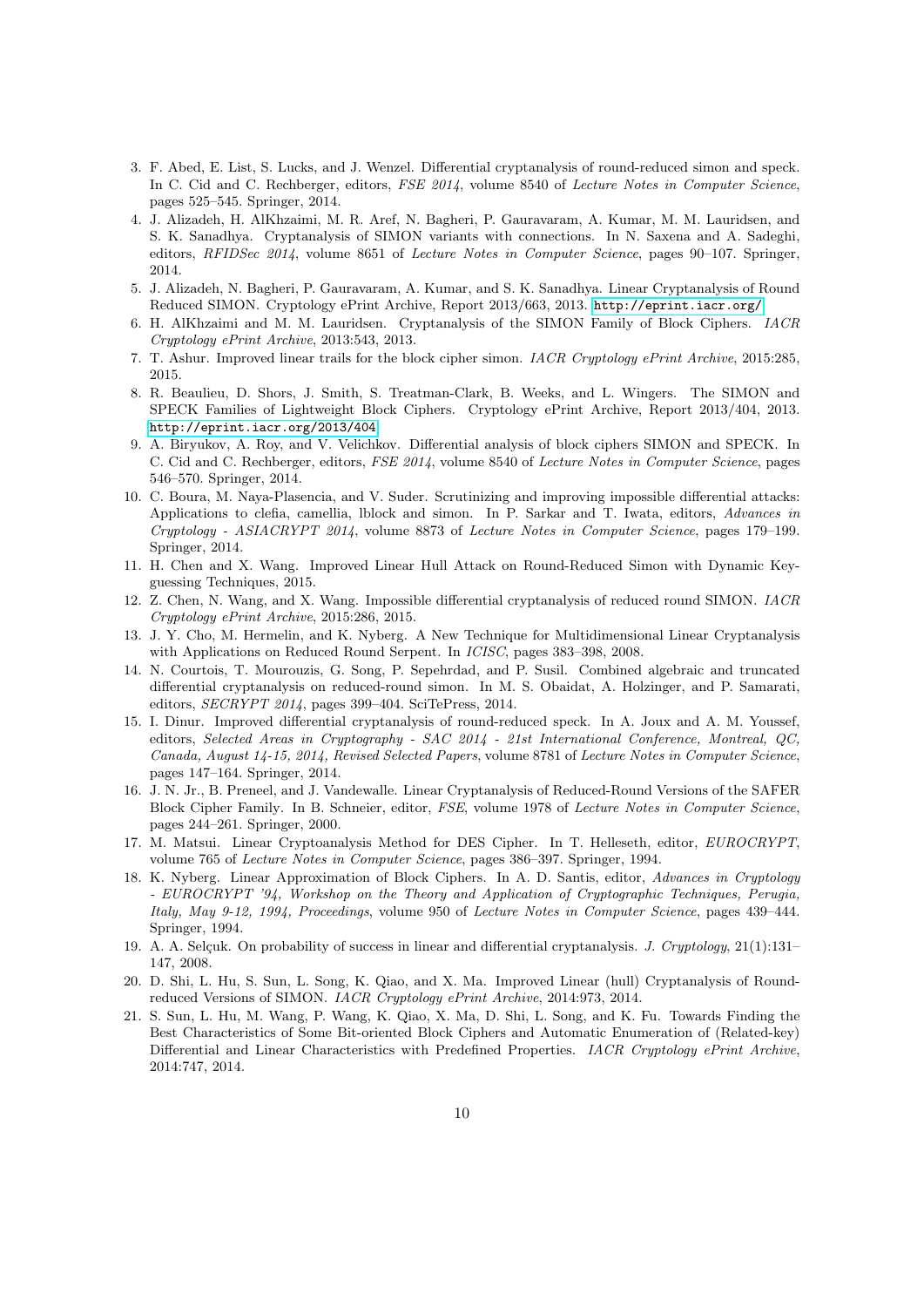3. F. Abed, E. List, S. Lucks, and J. Wenzel. Differential cryptanalysis of round-reduced simon and speck. In C. Cid and C. Rechberger, editors, *FSE 2014*, volume 8540 of *Lecture Notes in Computer Science*, pages 525–545. Springer, 2014.
4. J. Alizadeh, H. AlKhzaimi, M. R. Aref, N. Bagheri, P. Gauravaram, A. Kumar, M. M. Lauridsen, and S. K. Sanadhya. Cryptanalysis of SIMON variants with connections. In N. Saxena and A. Sadeghi, editors, *RFIDSec 2014*, volume 8651 of *Lecture Notes in Computer Science*, pages 90–107. Springer, 2014.
5. J. Alizadeh, N. Bagheri, P. Gauravaram, A. Kumar, and S. K. Sanadhya. Linear Cryptanalysis of Round Reduced SIMON. Cryptology ePrint Archive, Report 2013/663, 2013. http://eprint.iacr.org/
6. H. AlKhzaimi and M. M. Lauridsen. Cryptanalysis of the SIMON Family of Block Ciphers. *IACR Cryptology ePrint Archive*, 2013:543, 2013.
7. T. Ashur. Improved linear trails for the block cipher simon. *IACR Cryptology ePrint Archive*, 2015:285, 2015.
8. R. Beaulieu, D. Shors, J. Smith, S. Treatman-Clark, B. Weeks, and L. Wingers. The SIMON and SPECK Families of Lightweight Block Ciphers. Cryptology ePrint Archive, Report 2013/404, 2013. http://eprint.iacr.org/2013/404
9. A. Biryukov, A. Roy, and V. Velichkov. Differential analysis of block ciphers SIMON and SPECK. In C. Cid and C. Rechberger, editors, *FSE 2014*, volume 8540 of *Lecture Notes in Computer Science*, pages 546–570. Springer, 2014.
10. C. Boura, M. Naya-Plasencia, and V. Suder. Scrutinizing and improving impossible differential attacks: Applications to clefia, camellia, lblock and simon. In P. Sarkar and T. Iwata, editors, *Advances in Cryptology - ASIACRYPT 2014*, volume 8873 of *Lecture Notes in Computer Science*, pages 179–199. Springer, 2014.
11. H. Chen and X. Wang. Improved Linear Hull Attack on Round-Reduced Simon with Dynamic Key-guessing Techniques, 2015.
12. Z. Chen, N. Wang, and X. Wang. Impossible differential cryptanalysis of reduced round SIMON. *IACR Cryptology ePrint Archive*, 2015:286, 2015.
13. J. Y. Cho, M. Hermelin, and K. Nyberg. A New Technique for Multidimensional Linear Cryptanalysis with Applications on Reduced Round Serpent. In *ICISC*, pages 383–398, 2008.
14. N. Courtois, T. Mourouzis, G. Song, P. Sepehrdad, and P. Susil. Combined algebraic and truncated differential cryptanalysis on reduced-round simon. In M. S. Obaidat, A. Holzinger, and P. Samarati, editors, *SECRYPT 2014*, pages 399–404. SciTePress, 2014.
15. I. Dinur. Improved differential cryptanalysis of round-reduced speck. In A. Joux and A. M. Youssef, editors, *Selected Areas in Cryptography - SAC 2014 - 21st International Conference, Montreal, QC, Canada, August 14-15, 2014, Revised Selected Papers*, volume 8781 of *Lecture Notes in Computer Science*, pages 147–164. Springer, 2014.
16. J. N. Jr., B. Preneel, and J. Vandewalle. Linear Cryptanalysis of Reduced-Round Versions of the SAFER Block Cipher Family. In B. Schneier, editor, *FSE*, volume 1978 of *Lecture Notes in Computer Science*, pages 244–261. Springer, 2000.
17. M. Matsui. Linear Cryptoanalysis Method for DES Cipher. In T. Helleseth, editor, *EUROCRYPT*, volume 765 of *Lecture Notes in Computer Science*, pages 386–397. Springer, 1994.
18. K. Nyberg. Linear Approximation of Block Ciphers. In A. D. Santis, editor, *Advances in Cryptology - EUROCRYPT '94, Workshop on the Theory and Application of Cryptographic Techniques, Perugia, Italy, May 9-12, 1994, Proceedings*, volume 950 of *Lecture Notes in Computer Science*, pages 439–444. Springer, 1994.
19. A. A. Selçuk. On probability of success in linear and differential cryptanalysis. *J. Cryptology*, 21(1):131–147, 2008.
20. D. Shi, L. Hu, S. Sun, L. Song, K. Qiao, and X. Ma. Improved Linear (hull) Cryptanalysis of Round-reduced Versions of SIMON. *IACR Cryptology ePrint Archive*, 2014:973, 2014.
21. S. Sun, L. Hu, M. Wang, P. Wang, K. Qiao, X. Ma, D. Shi, L. Song, and K. Fu. Towards Finding the Best Characteristics of Some Bit-oriented Block Ciphers and Automatic Enumeration of (Related-key) Differential and Linear Characteristics with Predefined Properties. *IACR Cryptology ePrint Archive*, 2014:747, 2014.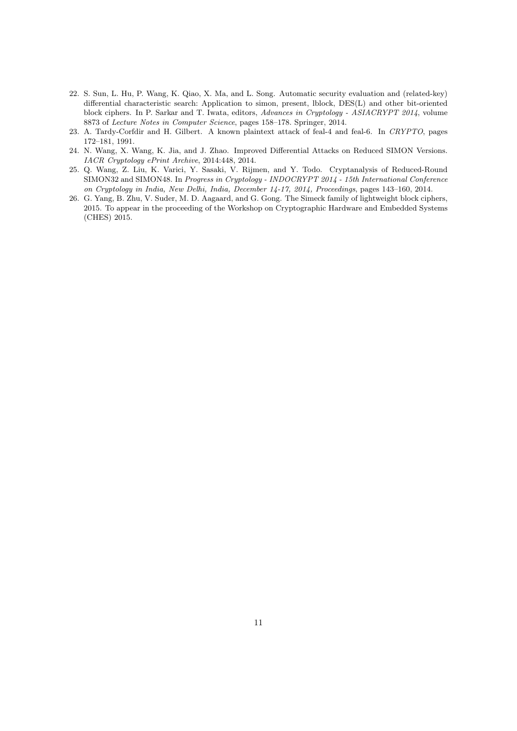22. S. Sun, L. Hu, P. Wang, K. Qiao, X. Ma, and L. Song. Automatic security evaluation and (related-key) differential characteristic search: Application to simon, present, lblock, DES(L) and other bit-oriented block ciphers. In P. Sarkar and T. Iwata, editors, *Advances in Cryptology - ASIACRYPT 2014*, volume 8873 of *Lecture Notes in Computer Science*, pages 158–178. Springer, 2014.
23. A. Tardy-Corfdir and H. Gilbert. A known plaintext attack of feal-4 and feal-6. In *CRYPTO*, pages 172–181, 1991.
24. N. Wang, X. Wang, K. Jia, and J. Zhao. Improved Differential Attacks on Reduced SIMON Versions. *IACR Cryptology ePrint Archive*, 2014:448, 2014.
25. Q. Wang, Z. Liu, K. Varici, Y. Sasaki, V. Rijmen, and Y. Todo. Cryptanalysis of Reduced-Round SIMON32 and SIMON48. In *Progress in Cryptology - INDOCRYPT 2014 - 15th International Conference on Cryptology in India, New Delhi, India, December 14-17, 2014, Proceedings*, pages 143–160, 2014.
26. G. Yang, B. Zhu, V. Suder, M. D. Aagaard, and G. Gong. The Simeck family of lightweight block ciphers, 2015. To appear in the proceeding of the Workshop on Cryptographic Hardware and Embedded Systems (CHES) 2015.